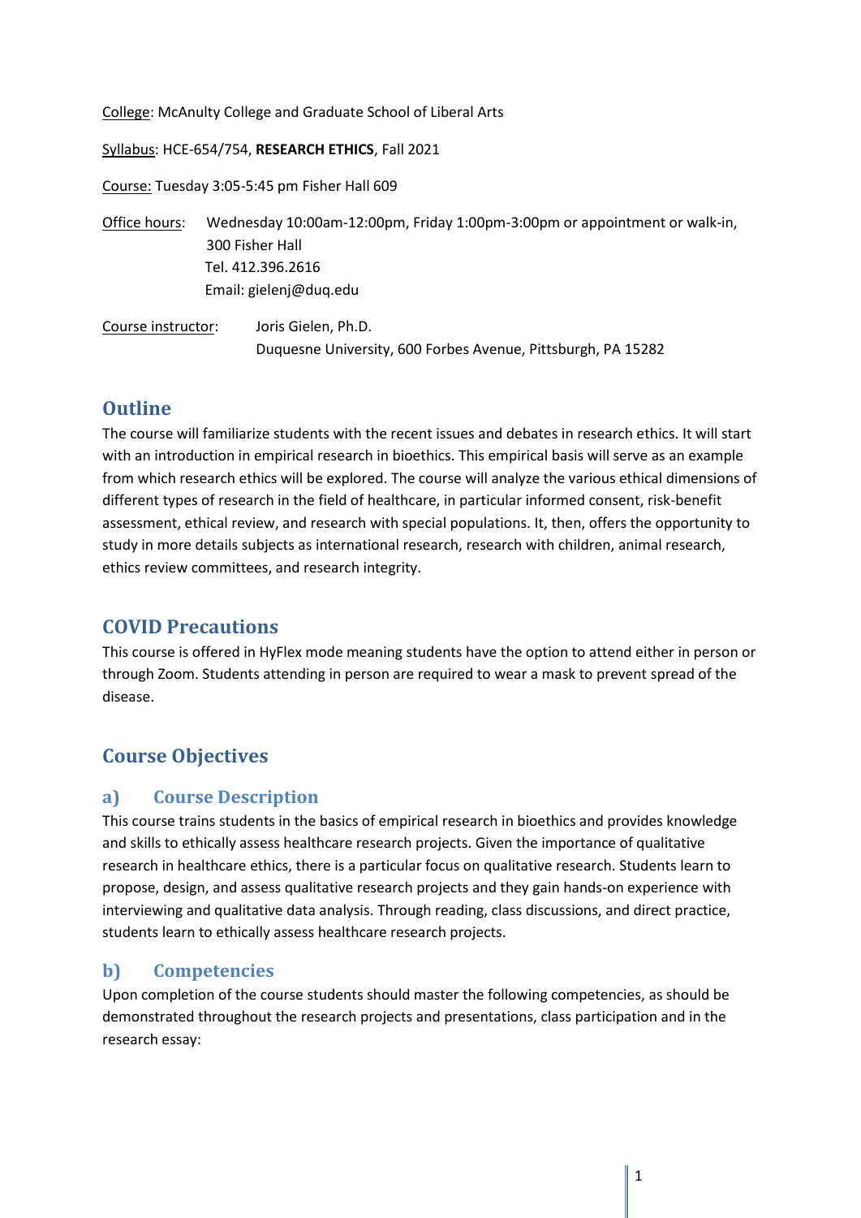College: McAnulty College and Graduate School of Liberal Arts

Syllabus: HCE-654/754, **RESEARCH ETHICS**, Fall 2021

Course: Tuesday 3:05-5:45 pm Fisher Hall 609

Office hours: Wednesday 10:00am-12:00pm, Friday 1:00pm-3:00pm or appointment or walk-in,
300 Fisher Hall
Tel. 412.396.2616
Email: gielenj@duq.edu

Course instructor: Joris Gielen, Ph.D.
Duquesne University, 600 Forbes Avenue, Pittsburgh, PA 15282

## Outline

The course will familiarize students with the recent issues and debates in research ethics. It will start with an introduction in empirical research in bioethics. This empirical basis will serve as an example from which research ethics will be explored. The course will analyze the various ethical dimensions of different types of research in the field of healthcare, in particular informed consent, risk-benefit assessment, ethical review, and research with special populations. It, then, offers the opportunity to study in more details subjects as international research, research with children, animal research, ethics review committees, and research integrity.

## COVID Precautions

This course is offered in HyFlex mode meaning students have the option to attend either in person or through Zoom. Students attending in person are required to wear a mask to prevent spread of the disease.

## Course Objectives

### a) Course Description

This course trains students in the basics of empirical research in bioethics and provides knowledge and skills to ethically assess healthcare research projects. Given the importance of qualitative research in healthcare ethics, there is a particular focus on qualitative research. Students learn to propose, design, and assess qualitative research projects and they gain hands-on experience with interviewing and qualitative data analysis. Through reading, class discussions, and direct practice, students learn to ethically assess healthcare research projects.

### b) Competencies

Upon completion of the course students should master the following competencies, as should be demonstrated throughout the research projects and presentations, class participation and in the research essay: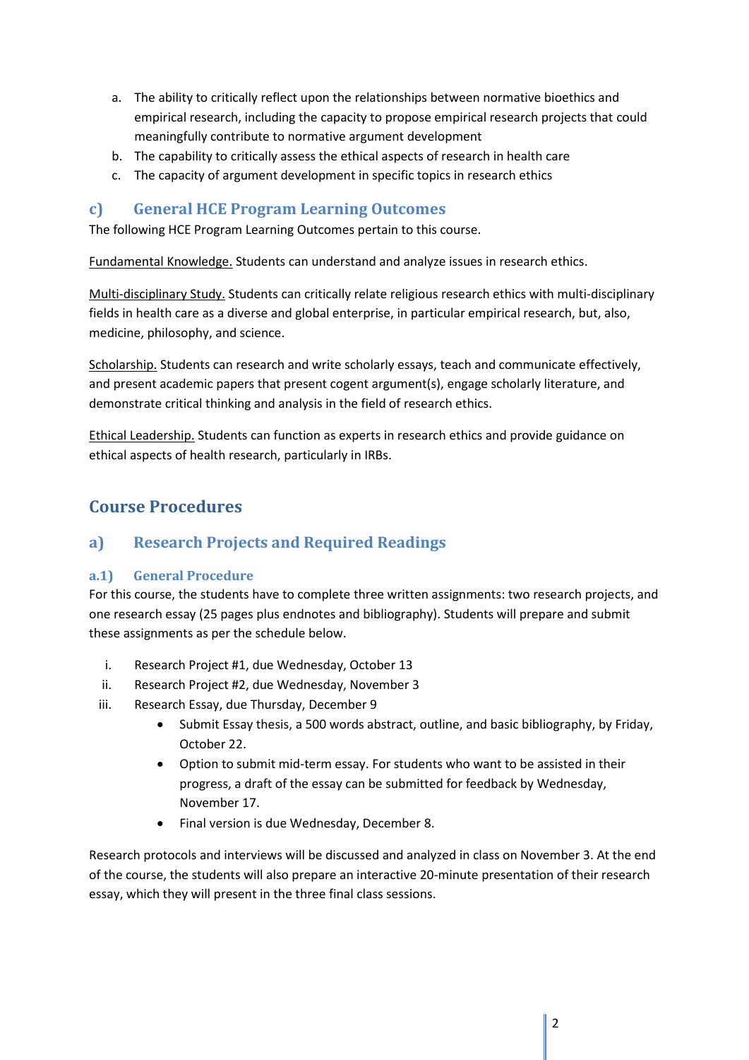a. The ability to critically reflect upon the relationships between normative bioethics and empirical research, including the capacity to propose empirical research projects that could meaningfully contribute to normative argument development
b. The capability to critically assess the ethical aspects of research in health care
c. The capacity of argument development in specific topics in research ethics

## c) General HCE Program Learning Outcomes

The following HCE Program Learning Outcomes pertain to this course.

Fundamental Knowledge. Students can understand and analyze issues in research ethics.

Multi-disciplinary Study. Students can critically relate religious research ethics with multi-disciplinary fields in health care as a diverse and global enterprise, in particular empirical research, but, also, medicine, philosophy, and science.

Scholarship. Students can research and write scholarly essays, teach and communicate effectively, and present academic papers that present cogent argument(s), engage scholarly literature, and demonstrate critical thinking and analysis in the field of research ethics.

Ethical Leadership. Students can function as experts in research ethics and provide guidance on ethical aspects of health research, particularly in IRBs.

# Course Procedures

## a) Research Projects and Required Readings

### a.1) General Procedure

For this course, the students have to complete three written assignments: two research projects, and one research essay (25 pages plus endnotes and bibliography). Students will prepare and submit these assignments as per the schedule below.

i. Research Project #1, due Wednesday, October 13
ii. Research Project #2, due Wednesday, November 3
iii. Research Essay, due Thursday, December 9
   - Submit Essay thesis, a 500 words abstract, outline, and basic bibliography, by Friday, October 22.
   - Option to submit mid-term essay. For students who want to be assisted in their progress, a draft of the essay can be submitted for feedback by Wednesday, November 17.
   - Final version is due Wednesday, December 8.

Research protocols and interviews will be discussed and analyzed in class on November 3. At the end of the course, the students will also prepare an interactive 20-minute presentation of their research essay, which they will present in the three final class sessions.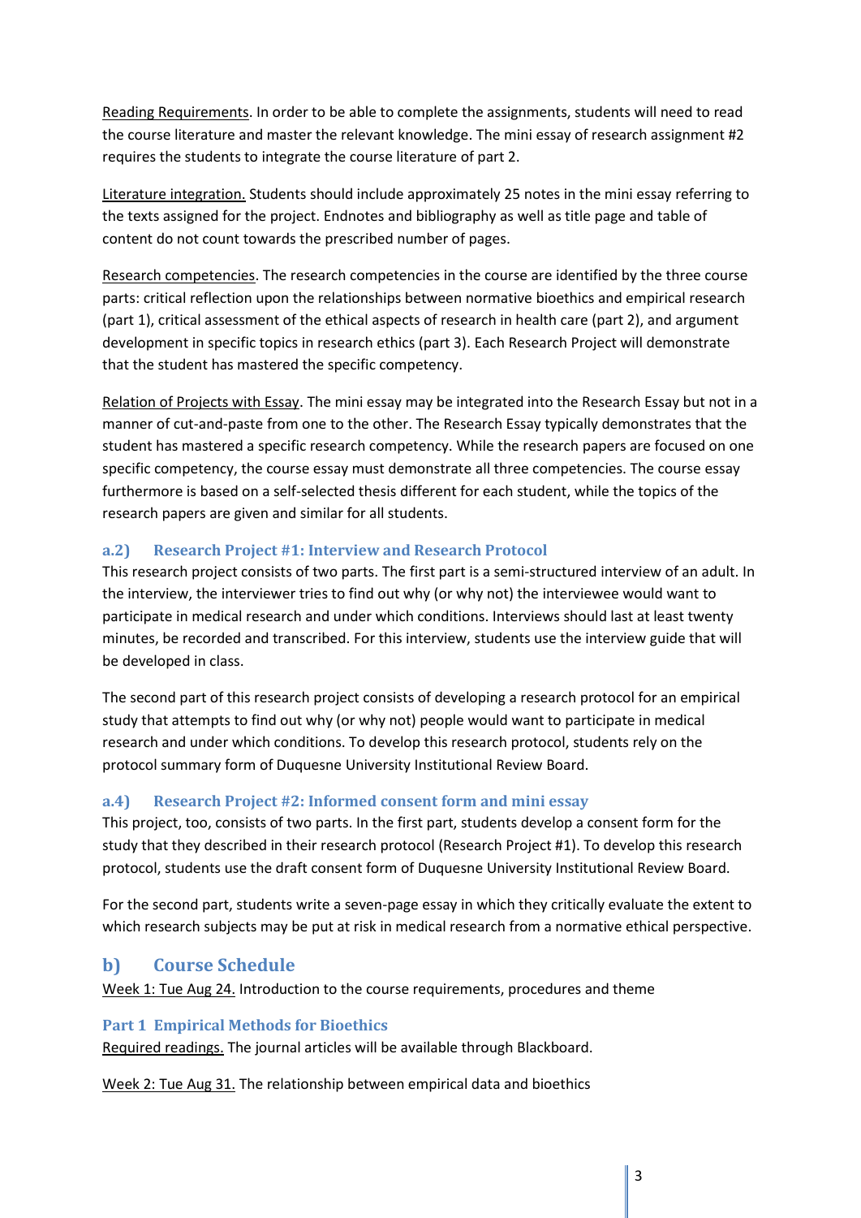Reading Requirements. In order to be able to complete the assignments, students will need to read the course literature and master the relevant knowledge. The mini essay of research assignment #2 requires the students to integrate the course literature of part 2.

Literature integration. Students should include approximately 25 notes in the mini essay referring to the texts assigned for the project. Endnotes and bibliography as well as title page and table of content do not count towards the prescribed number of pages.

Research competencies. The research competencies in the course are identified by the three course parts: critical reflection upon the relationships between normative bioethics and empirical research (part 1), critical assessment of the ethical aspects of research in health care (part 2), and argument development in specific topics in research ethics (part 3). Each Research Project will demonstrate that the student has mastered the specific competency.

Relation of Projects with Essay. The mini essay may be integrated into the Research Essay but not in a manner of cut-and-paste from one to the other. The Research Essay typically demonstrates that the student has mastered a specific research competency. While the research papers are focused on one specific competency, the course essay must demonstrate all three competencies. The course essay furthermore is based on a self-selected thesis different for each student, while the topics of the research papers are given and similar for all students.

### a.2) Research Project #1: Interview and Research Protocol

This research project consists of two parts. The first part is a semi-structured interview of an adult. In the interview, the interviewer tries to find out why (or why not) the interviewee would want to participate in medical research and under which conditions. Interviews should last at least twenty minutes, be recorded and transcribed. For this interview, students use the interview guide that will be developed in class.

The second part of this research project consists of developing a research protocol for an empirical study that attempts to find out why (or why not) people would want to participate in medical research and under which conditions. To develop this research protocol, students rely on the protocol summary form of Duquesne University Institutional Review Board.

### a.4) Research Project #2: Informed consent form and mini essay

This project, too, consists of two parts. In the first part, students develop a consent form for the study that they described in their research protocol (Research Project #1). To develop this research protocol, students use the draft consent form of Duquesne University Institutional Review Board.

For the second part, students write a seven-page essay in which they critically evaluate the extent to which research subjects may be put at risk in medical research from a normative ethical perspective.

## b) Course Schedule

Week 1: Tue Aug 24. Introduction to the course requirements, procedures and theme

### Part 1 Empirical Methods for Bioethics

Required readings. The journal articles will be available through Blackboard.

Week 2: Tue Aug 31. The relationship between empirical data and bioethics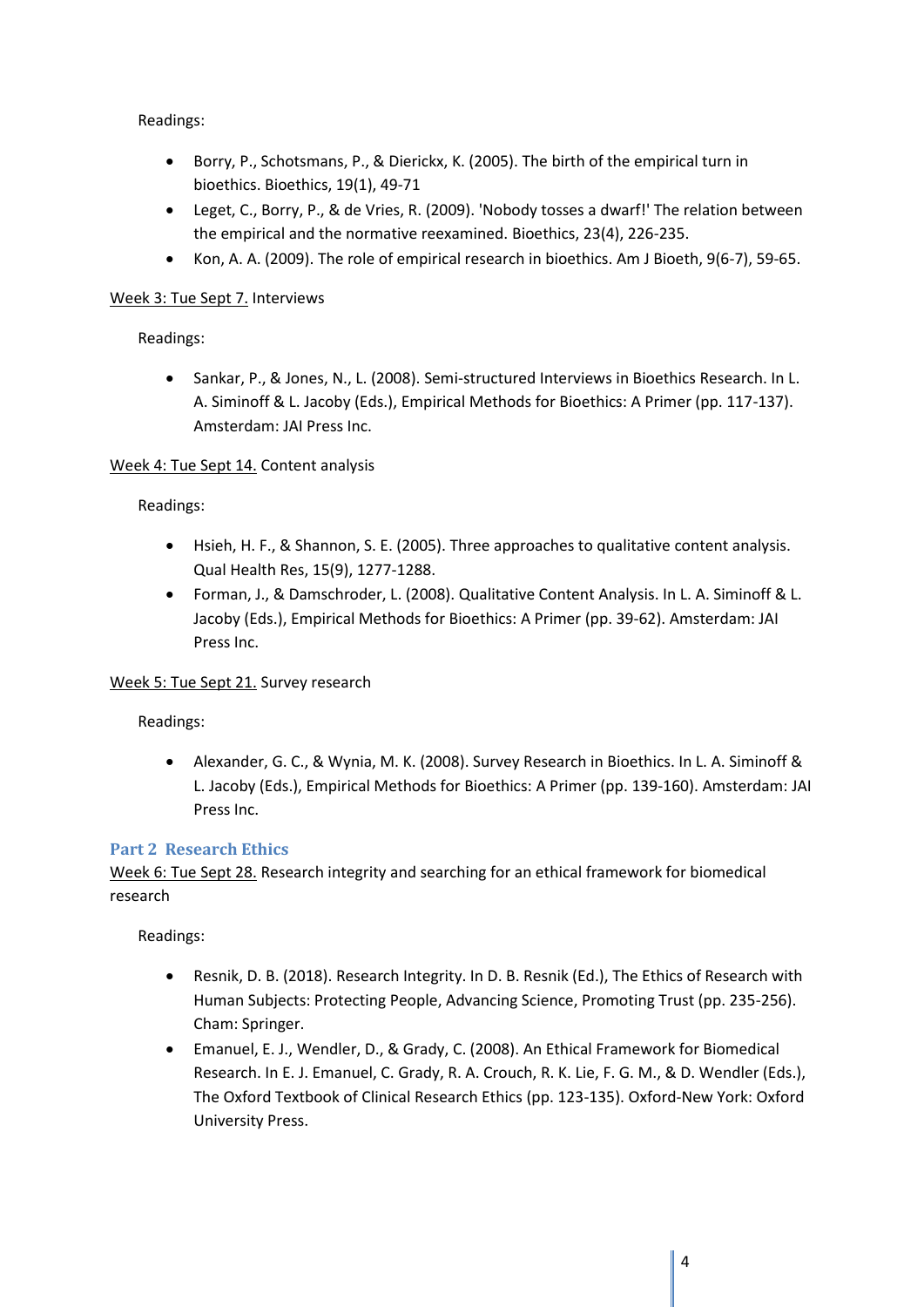Readings:

- Borry, P., Schotsmans, P., & Dierickx, K. (2005). The birth of the empirical turn in bioethics. Bioethics, 19(1), 49-71
- Leget, C., Borry, P., & de Vries, R. (2009). 'Nobody tosses a dwarf!' The relation between the empirical and the normative reexamined. Bioethics, 23(4), 226-235.
- Kon, A. A. (2009). The role of empirical research in bioethics. Am J Bioeth, 9(6-7), 59-65.

Week 3: Tue Sept 7. Interviews

Readings:

- Sankar, P., & Jones, N., L. (2008). Semi-structured Interviews in Bioethics Research. In L. A. Siminoff & L. Jacoby (Eds.), Empirical Methods for Bioethics: A Primer (pp. 117-137). Amsterdam: JAI Press Inc.

Week 4: Tue Sept 14. Content analysis

Readings:

- Hsieh, H. F., & Shannon, S. E. (2005). Three approaches to qualitative content analysis. Qual Health Res, 15(9), 1277-1288.
- Forman, J., & Damschroder, L. (2008). Qualitative Content Analysis. In L. A. Siminoff & L. Jacoby (Eds.), Empirical Methods for Bioethics: A Primer (pp. 39-62). Amsterdam: JAI Press Inc.

Week 5: Tue Sept 21. Survey research

Readings:

- Alexander, G. C., & Wynia, M. K. (2008). Survey Research in Bioethics. In L. A. Siminoff & L. Jacoby (Eds.), Empirical Methods for Bioethics: A Primer (pp. 139-160). Amsterdam: JAI Press Inc.

## Part 2 Research Ethics

Week 6: Tue Sept 28. Research integrity and searching for an ethical framework for biomedical research

Readings:

- Resnik, D. B. (2018). Research Integrity. In D. B. Resnik (Ed.), The Ethics of Research with Human Subjects: Protecting People, Advancing Science, Promoting Trust (pp. 235-256). Cham: Springer.
- Emanuel, E. J., Wendler, D., & Grady, C. (2008). An Ethical Framework for Biomedical Research. In E. J. Emanuel, C. Grady, R. A. Crouch, R. K. Lie, F. G. M., & D. Wendler (Eds.), The Oxford Textbook of Clinical Research Ethics (pp. 123-135). Oxford-New York: Oxford University Press.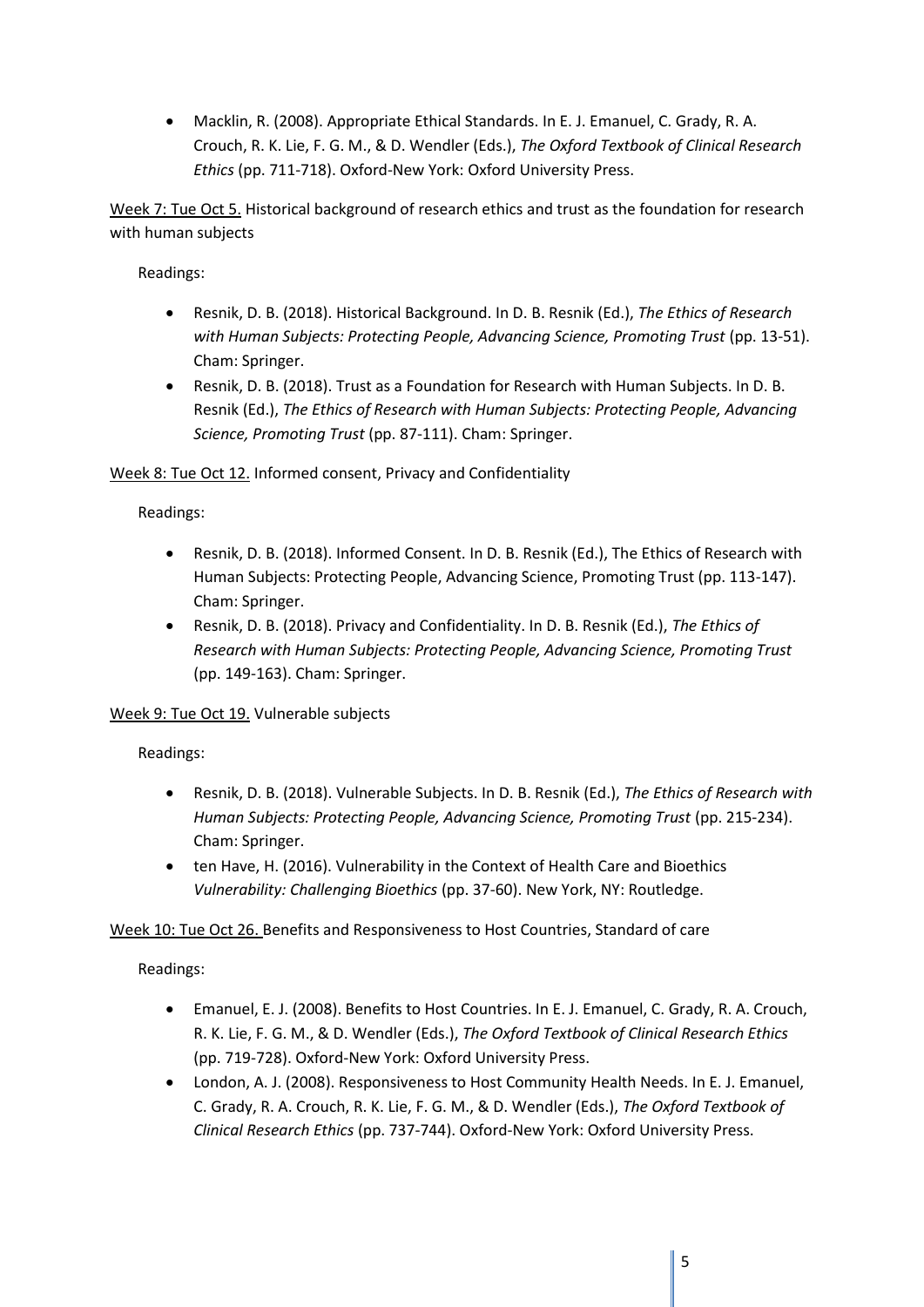- Macklin, R. (2008). Appropriate Ethical Standards. In E. J. Emanuel, C. Grady, R. A. Crouch, R. K. Lie, F. G. M., & D. Wendler (Eds.), *The Oxford Textbook of Clinical Research Ethics* (pp. 711-718). Oxford-New York: Oxford University Press.

Week 7: Tue Oct 5. Historical background of research ethics and trust as the foundation for research with human subjects

Readings:

- Resnik, D. B. (2018). Historical Background. In D. B. Resnik (Ed.), *The Ethics of Research with Human Subjects: Protecting People, Advancing Science, Promoting Trust* (pp. 13-51). Cham: Springer.
- Resnik, D. B. (2018). Trust as a Foundation for Research with Human Subjects. In D. B. Resnik (Ed.), *The Ethics of Research with Human Subjects: Protecting People, Advancing Science, Promoting Trust* (pp. 87-111). Cham: Springer.

Week 8: Tue Oct 12. Informed consent, Privacy and Confidentiality

Readings:

- Resnik, D. B. (2018). Informed Consent. In D. B. Resnik (Ed.), The Ethics of Research with Human Subjects: Protecting People, Advancing Science, Promoting Trust (pp. 113-147). Cham: Springer.
- Resnik, D. B. (2018). Privacy and Confidentiality. In D. B. Resnik (Ed.), *The Ethics of Research with Human Subjects: Protecting People, Advancing Science, Promoting Trust* (pp. 149-163). Cham: Springer.

Week 9: Tue Oct 19. Vulnerable subjects

Readings:

- Resnik, D. B. (2018). Vulnerable Subjects. In D. B. Resnik (Ed.), *The Ethics of Research with Human Subjects: Protecting People, Advancing Science, Promoting Trust* (pp. 215-234). Cham: Springer.
- ten Have, H. (2016). Vulnerability in the Context of Health Care and Bioethics *Vulnerability: Challenging Bioethics* (pp. 37-60). New York, NY: Routledge.

Week 10: Tue Oct 26. Benefits and Responsiveness to Host Countries, Standard of care

Readings:

- Emanuel, E. J. (2008). Benefits to Host Countries. In E. J. Emanuel, C. Grady, R. A. Crouch, R. K. Lie, F. G. M., & D. Wendler (Eds.), *The Oxford Textbook of Clinical Research Ethics* (pp. 719-728). Oxford-New York: Oxford University Press.
- London, A. J. (2008). Responsiveness to Host Community Health Needs. In E. J. Emanuel, C. Grady, R. A. Crouch, R. K. Lie, F. G. M., & D. Wendler (Eds.), *The Oxford Textbook of Clinical Research Ethics* (pp. 737-744). Oxford-New York: Oxford University Press.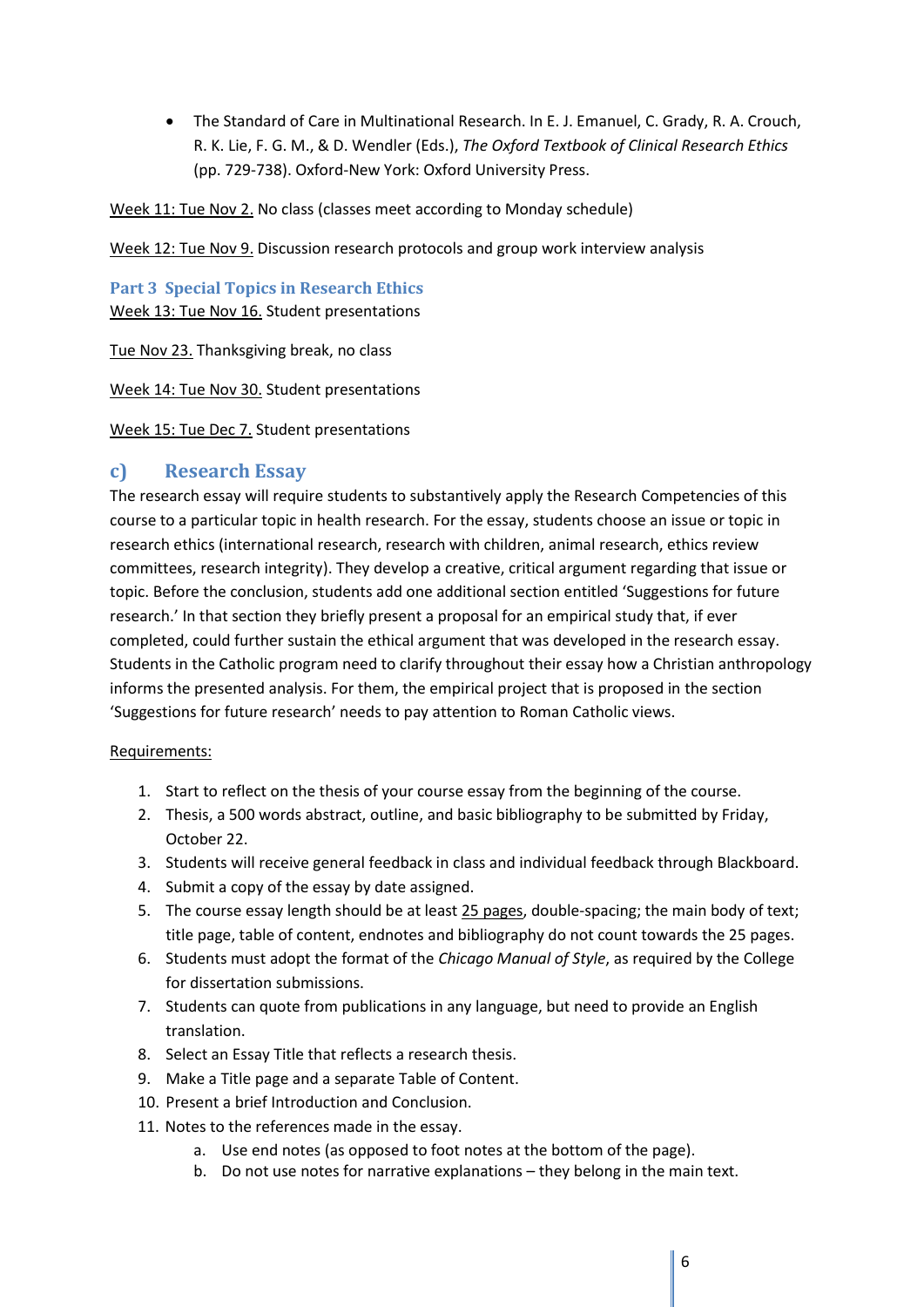- The Standard of Care in Multinational Research. In E. J. Emanuel, C. Grady, R. A. Crouch, R. K. Lie, F. G. M., & D. Wendler (Eds.), *The Oxford Textbook of Clinical Research Ethics* (pp. 729-738). Oxford-New York: Oxford University Press.

Week 11: Tue Nov 2. No class (classes meet according to Monday schedule)

Week 12: Tue Nov 9. Discussion research protocols and group work interview analysis

### Part 3 Special Topics in Research Ethics

Week 13: Tue Nov 16. Student presentations

Tue Nov 23. Thanksgiving break, no class

Week 14: Tue Nov 30. Student presentations

Week 15: Tue Dec 7. Student presentations

## c) Research Essay

The research essay will require students to substantively apply the Research Competencies of this course to a particular topic in health research. For the essay, students choose an issue or topic in research ethics (international research, research with children, animal research, ethics review committees, research integrity). They develop a creative, critical argument regarding that issue or topic. Before the conclusion, students add one additional section entitled 'Suggestions for future research.' In that section they briefly present a proposal for an empirical study that, if ever completed, could further sustain the ethical argument that was developed in the research essay. Students in the Catholic program need to clarify throughout their essay how a Christian anthropology informs the presented analysis. For them, the empirical project that is proposed in the section 'Suggestions for future research' needs to pay attention to Roman Catholic views.

Requirements:

1. Start to reflect on the thesis of your course essay from the beginning of the course.
2. Thesis, a 500 words abstract, outline, and basic bibliography to be submitted by Friday, October 22.
3. Students will receive general feedback in class and individual feedback through Blackboard.
4. Submit a copy of the essay by date assigned.
5. The course essay length should be at least 25 pages, double-spacing; the main body of text; title page, table of content, endnotes and bibliography do not count towards the 25 pages.
6. Students must adopt the format of the *Chicago Manual of Style*, as required by the College for dissertation submissions.
7. Students can quote from publications in any language, but need to provide an English translation.
8. Select an Essay Title that reflects a research thesis.
9. Make a Title page and a separate Table of Content.
10. Present a brief Introduction and Conclusion.
11. Notes to the references made in the essay.
    a. Use end notes (as opposed to foot notes at the bottom of the page).
    b. Do not use notes for narrative explanations – they belong in the main text.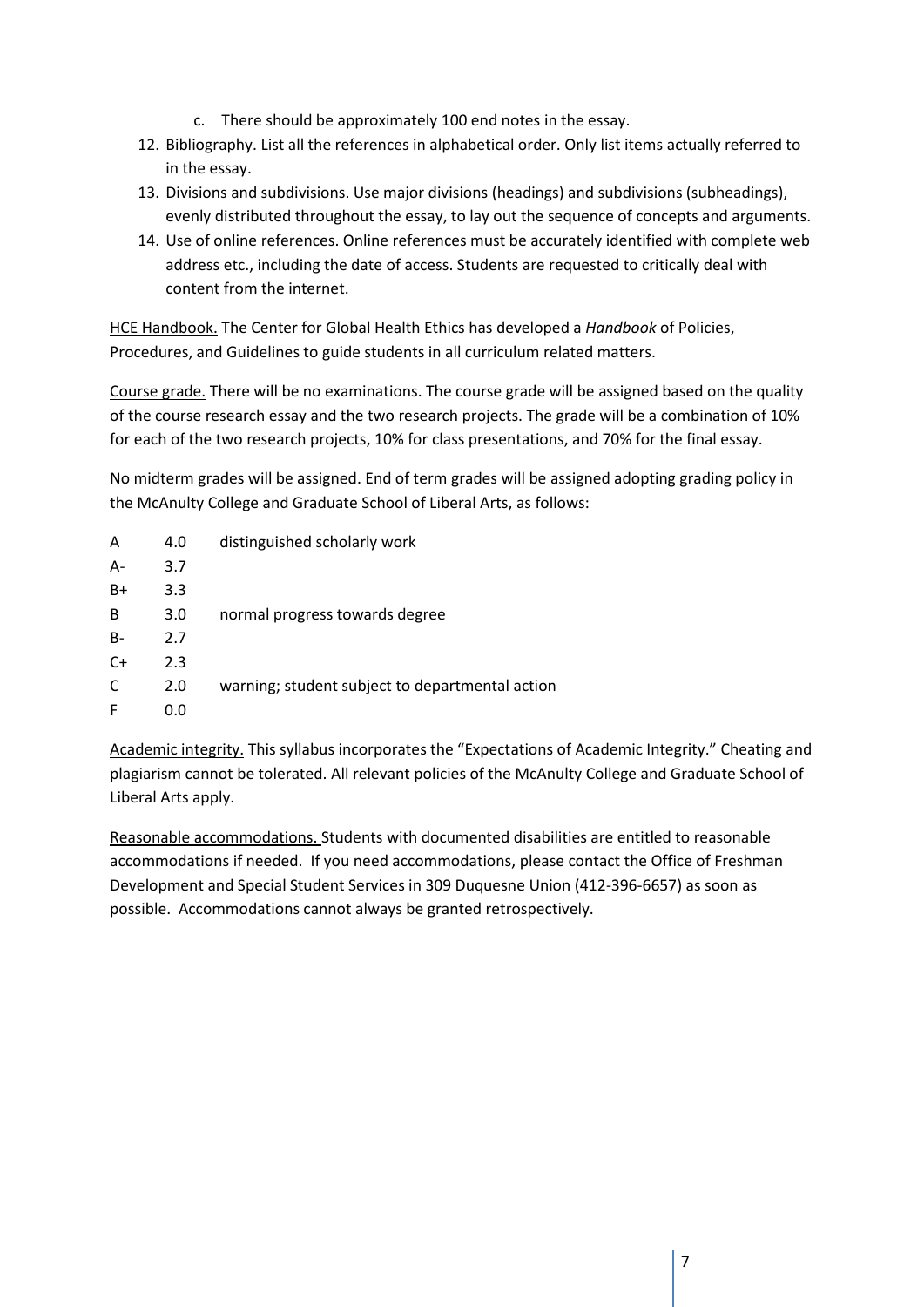c. There should be approximately 100 end notes in the essay.

12. Bibliography. List all the references in alphabetical order. Only list items actually referred to in the essay.
13. Divisions and subdivisions. Use major divisions (headings) and subdivisions (subheadings), evenly distributed throughout the essay, to lay out the sequence of concepts and arguments.
14. Use of online references. Online references must be accurately identified with complete web address etc., including the date of access. Students are requested to critically deal with content from the internet.

<u>HCE Handbook.</u> The Center for Global Health Ethics has developed a *Handbook* of Policies, Procedures, and Guidelines to guide students in all curriculum related matters.

<u>Course grade.</u> There will be no examinations. The course grade will be assigned based on the quality of the course research essay and the two research projects. The grade will be a combination of 10% for each of the two research projects, 10% for class presentations, and 70% for the final essay.

No midterm grades will be assigned. End of term grades will be assigned adopting grading policy in the McAnulty College and Graduate School of Liberal Arts, as follows:

| | | |
|---|---|---|
| A | 4.0 | distinguished scholarly work |
| A- | 3.7 | |
| B+ | 3.3 | |
| B | 3.0 | normal progress towards degree |
| B- | 2.7 | |
| C+ | 2.3 | |
| C | 2.0 | warning; student subject to departmental action |
| F | 0.0 | |

<u>Academic integrity.</u> This syllabus incorporates the "Expectations of Academic Integrity." Cheating and plagiarism cannot be tolerated. All relevant policies of the McAnulty College and Graduate School of Liberal Arts apply.

<u>Reasonable accommodations.</u> Students with documented disabilities are entitled to reasonable accommodations if needed. If you need accommodations, please contact the Office of Freshman Development and Special Student Services in 309 Duquesne Union (412-396-6657) as soon as possible. Accommodations cannot always be granted retrospectively.